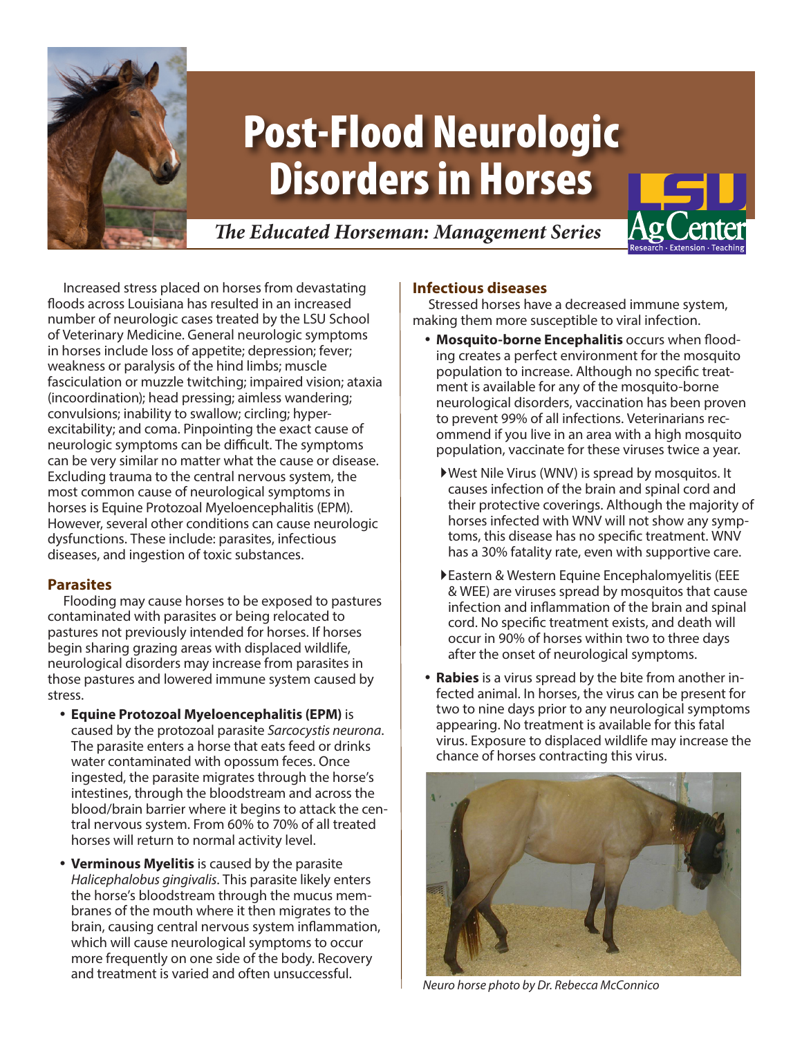# Post-Flood Neurologic Disorders in Horses

***The Educated Horseman: Management Series***

Increased stress placed on horses from devastating floods across Louisiana has resulted in an increased number of neurologic cases treated by the LSU School of Veterinary Medicine. General neurologic symptoms in horses include loss of appetite; depression; fever; weakness or paralysis of the hind limbs; muscle fasciculation or muzzle twitching; impaired vision; ataxia (incoordination); head pressing; aimless wandering; convulsions; inability to swallow; circling; hyper-excitability; and coma. Pinpointing the exact cause of neurologic symptoms can be difficult. The symptoms can be very similar no matter what the cause or disease. Excluding trauma to the central nervous system, the most common cause of neurological symptoms in horses is Equine Protozoal Myeloencephalitis (EPM). However, several other conditions can cause neurologic dysfunctions. These include: parasites, infectious diseases, and ingestion of toxic substances.

## Parasites

Flooding may cause horses to be exposed to pastures contaminated with parasites or being relocated to pastures not previously intended for horses. If horses begin sharing grazing areas with displaced wildlife, neurological disorders may increase from parasites in those pastures and lowered immune system caused by stress.

- **Equine Protozoal Myeloencephalitis (EPM)** is caused by the protozoal parasite *Sarcocystis neurona*. The parasite enters a horse that eats feed or drinks water contaminated with opossum feces. Once ingested, the parasite migrates through the horse's intestines, through the bloodstream and across the blood/brain barrier where it begins to attack the central nervous system. From 60% to 70% of all treated horses will return to normal activity level.
- **Verminous Myelitis** is caused by the parasite *Halicephalobus gingivalis*. This parasite likely enters the horse's bloodstream through the mucus membranes of the mouth where it then migrates to the brain, causing central nervous system inflammation, which will cause neurological symptoms to occur more frequently on one side of the body. Recovery and treatment is varied and often unsuccessful.

## Infectious diseases

Stressed horses have a decreased immune system, making them more susceptible to viral infection.

- **Mosquito-borne Encephalitis** occurs when flooding creates a perfect environment for the mosquito population to increase. Although no specific treatment is available for any of the mosquito-borne neurological disorders, vaccination has been proven to prevent 99% of all infections. Veterinarians recommend if you live in an area with a high mosquito population, vaccinate for these viruses twice a year.
  - West Nile Virus (WNV) is spread by mosquitos. It causes infection of the brain and spinal cord and their protective coverings. Although the majority of horses infected with WNV will not show any symptoms, this disease has no specific treatment. WNV has a 30% fatality rate, even with supportive care.
  - Eastern & Western Equine Encephalomyelitis (EEE & WEE) are viruses spread by mosquitos that cause infection and inflammation of the brain and spinal cord. No specific treatment exists, and death will occur in 90% of horses within two to three days after the onset of neurological symptoms.
- **Rabies** is a virus spread by the bite from another infected animal. In horses, the virus can be present for two to nine days prior to any neurological symptoms appearing. No treatment is available for this fatal virus. Exposure to displaced wildlife may increase the chance of horses contracting this virus.

*Neuro horse photo by Dr. Rebecca McConnico*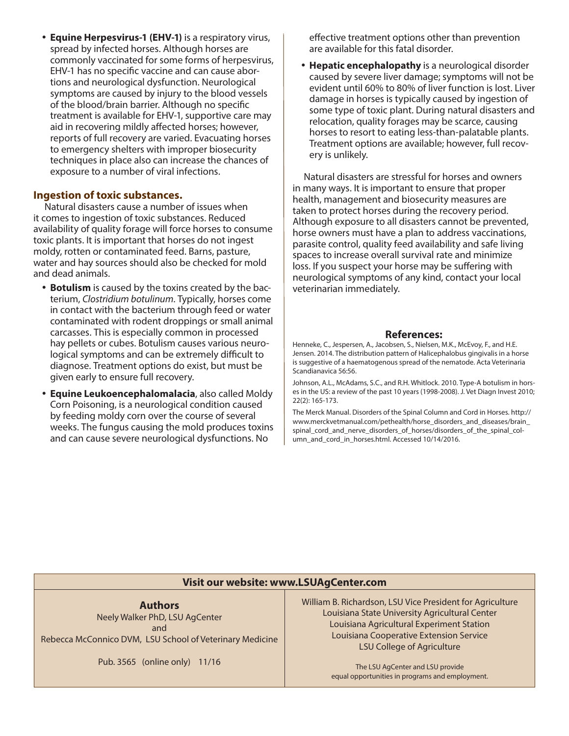- **Equine Herpesvirus-1 (EHV-1)** is a respiratory virus, spread by infected horses. Although horses are commonly vaccinated for some forms of herpesvirus, EHV-1 has no specific vaccine and can cause abortions and neurological dysfunction. Neurological symptoms are caused by injury to the blood vessels of the blood/brain barrier. Although no specific treatment is available for EHV-1, supportive care may aid in recovering mildly affected horses; however, reports of full recovery are varied. Evacuating horses to emergency shelters with improper biosecurity techniques in place also can increase the chances of exposure to a number of viral infections.

## Ingestion of toxic substances.

Natural disasters cause a number of issues when it comes to ingestion of toxic substances. Reduced availability of quality forage will force horses to consume toxic plants. It is important that horses do not ingest moldy, rotten or contaminated feed. Barns, pasture, water and hay sources should also be checked for mold and dead animals.

- **Botulism** is caused by the toxins created by the bacterium, *Clostridium botulinum*. Typically, horses come in contact with the bacterium through feed or water contaminated with rodent droppings or small animal carcasses. This is especially common in processed hay pellets or cubes. Botulism causes various neurological symptoms and can be extremely difficult to diagnose. Treatment options do exist, but must be given early to ensure full recovery.
- **Equine Leukoencephalomalacia**, also called Moldy Corn Poisoning, is a neurological condition caused by feeding moldy corn over the course of several weeks. The fungus causing the mold produces toxins and can cause severe neurological dysfunctions. No effective treatment options other than prevention are available for this fatal disorder.
- **Hepatic encephalopathy** is a neurological disorder caused by severe liver damage; symptoms will not be evident until 60% to 80% of liver function is lost. Liver damage in horses is typically caused by ingestion of some type of toxic plant. During natural disasters and relocation, quality forages may be scarce, causing horses to resort to eating less-than-palatable plants. Treatment options are available; however, full recovery is unlikely.

Natural disasters are stressful for horses and owners in many ways. It is important to ensure that proper health, management and biosecurity measures are taken to protect horses during the recovery period. Although exposure to all disasters cannot be prevented, horse owners must have a plan to address vaccinations, parasite control, quality feed availability and safe living spaces to increase overall survival rate and minimize loss. If you suspect your horse may be suffering with neurological symptoms of any kind, contact your local veterinarian immediately.

## References:

Henneke, C., Jespersen, A., Jacobsen, S., Nielsen, M.K., McEvoy, F., and H.E. Jensen. 2014. The distribution pattern of Halicephalobus gingivalis in a horse is suggestive of a haematogenous spread of the nematode. Acta Veterinaria Scandianavica 56:56.

Johnson, A.L., McAdams, S.C., and R.H. Whitlock. 2010. Type-A botulism in horses in the US: a review of the past 10 years (1998-2008). J. Vet Diagn Invest 2010; 22(2): 165-173.

The Merck Manual. Disorders of the Spinal Column and Cord in Horses. http://www.merckvetmanual.com/pethealth/horse_disorders_and_diseases/brain_spinal_cord_and_nerve_disorders_of_horses/disorders_of_the_spinal_column_and_cord_in_horses.html. Accessed 10/14/2016.

**Visit our website: www.LSUAgCenter.com**

**Authors**

Neely Walker PhD, LSU AgCenter
and
Rebecca McConnico DVM, LSU School of Veterinary Medicine

Pub. 3565 (online only) 11/16

William B. Richardson, LSU Vice President for Agriculture
Louisiana State University Agricultural Center
Louisiana Agricultural Experiment Station
Louisiana Cooperative Extension Service
LSU College of Agriculture

The LSU AgCenter and LSU provide equal opportunities in programs and employment.